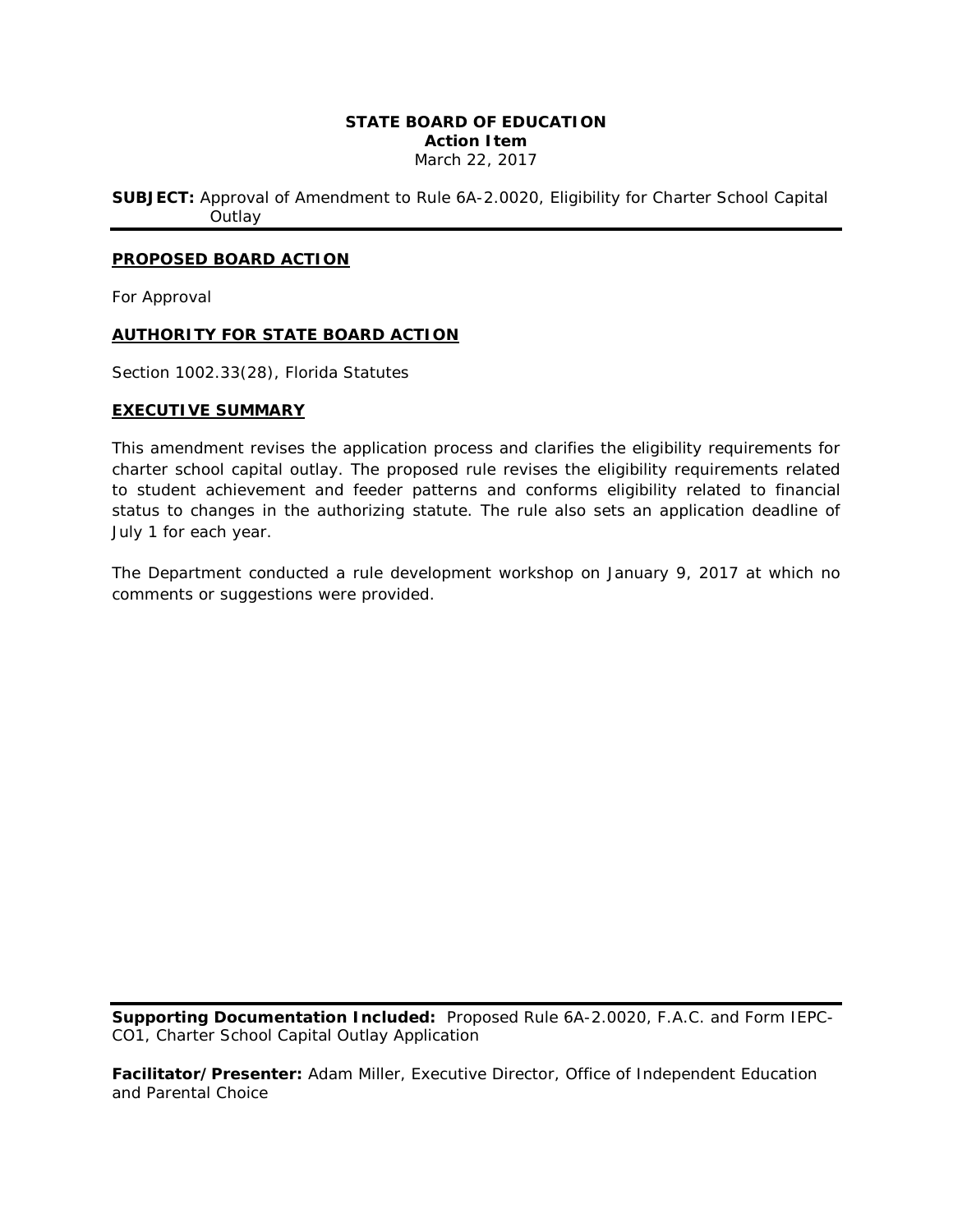**STATE BOARD OF EDUCATION**
**Action Item**
March 22, 2017

**SUBJECT:** Approval of Amendment to Rule 6A-2.0020, Eligibility for Charter School Capital Outlay

---

## PROPOSED BOARD ACTION

For Approval

## AUTHORITY FOR STATE BOARD ACTION

Section 1002.33(28), Florida Statutes

## EXECUTIVE SUMMARY

This amendment revises the application process and clarifies the eligibility requirements for charter school capital outlay. The proposed rule revises the eligibility requirements related to student achievement and feeder patterns and conforms eligibility related to financial status to changes in the authorizing statute. The rule also sets an application deadline of July 1 for each year.

The Department conducted a rule development workshop on January 9, 2017 at which no comments or suggestions were provided.

---

**Supporting Documentation Included:** Proposed Rule 6A-2.0020, F.A.C. and Form IEPC-CO1, Charter School Capital Outlay Application

**Facilitator/Presenter:** Adam Miller, Executive Director, Office of Independent Education and Parental Choice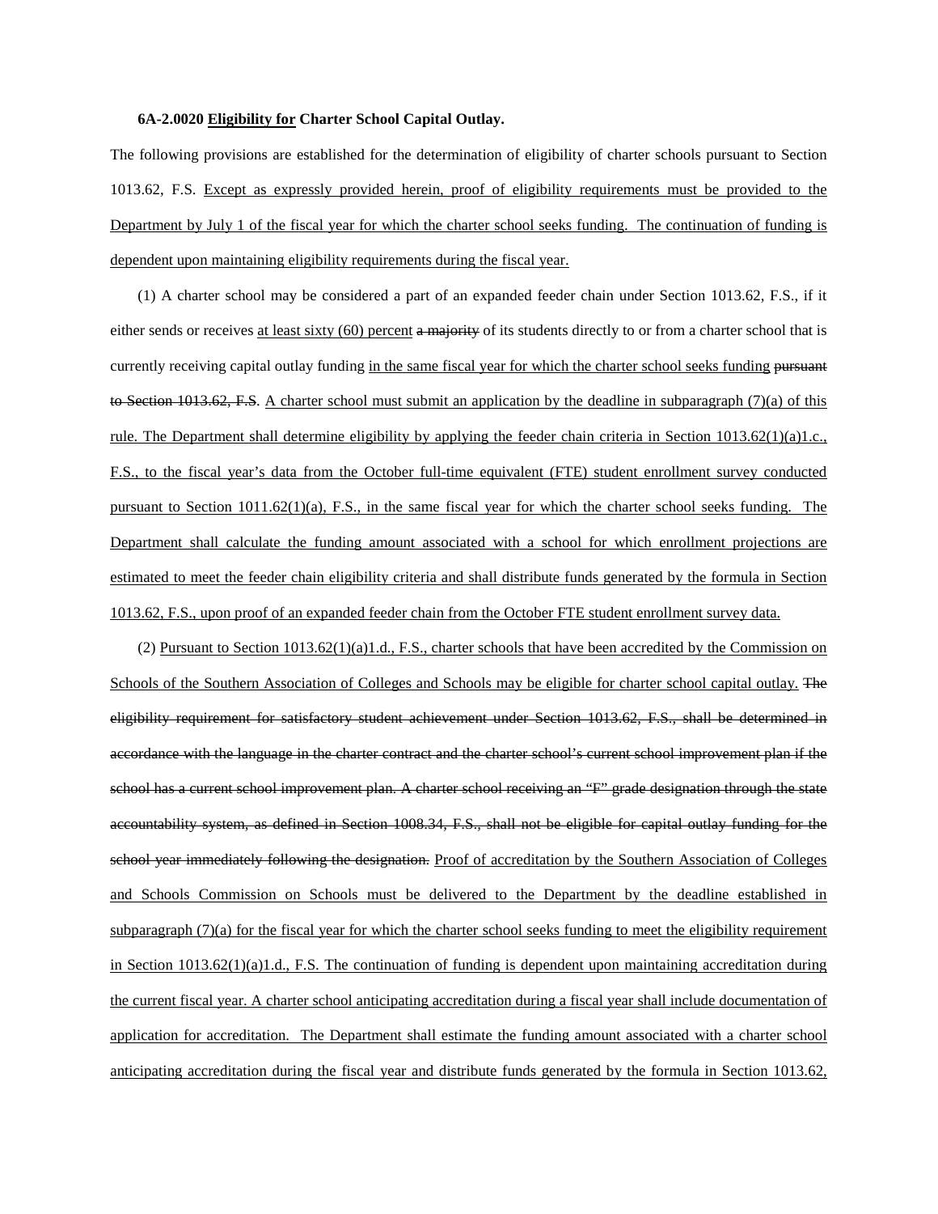**6A-2.0020 <u>Eligibility for</u> Charter School Capital Outlay.**

The following provisions are established for the determination of eligibility of charter schools pursuant to Section 1013.62, F.S. <u>Except as expressly provided herein, proof of eligibility requirements must be provided to the Department by July 1 of the fiscal year for which the charter school seeks funding. The continuation of funding is dependent upon maintaining eligibility requirements during the fiscal year.</u>

(1) A charter school may be considered a part of an expanded feeder chain under Section 1013.62, F.S., if it either sends or receives <u>at least sixty (60) percent</u> ~~a majority~~ of its students directly to or from a charter school that is currently receiving capital outlay funding <u>in the same fiscal year for which the charter school seeks funding</u> ~~pursuant to Section 1013.62, F.S~~. <u>A charter school must submit an application by the deadline in subparagraph (7)(a) of this rule. The Department shall determine eligibility by applying the feeder chain criteria in Section 1013.62(1)(a)1.c., F.S., to the fiscal year's data from the October full-time equivalent (FTE) student enrollment survey conducted pursuant to Section 1011.62(1)(a), F.S., in the same fiscal year for which the charter school seeks funding. The Department shall calculate the funding amount associated with a school for which enrollment projections are estimated to meet the feeder chain eligibility criteria and shall distribute funds generated by the formula in Section 1013.62, F.S., upon proof of an expanded feeder chain from the October FTE student enrollment survey data.</u>

(2) <u>Pursuant to Section 1013.62(1)(a)1.d., F.S., charter schools that have been accredited by the Commission on Schools of the Southern Association of Colleges and Schools may be eligible for charter school capital outlay.</u> ~~The eligibility requirement for satisfactory student achievement under Section 1013.62, F.S., shall be determined in accordance with the language in the charter contract and the charter school's current school improvement plan if the school has a current school improvement plan. A charter school receiving an "F" grade designation through the state accountability system, as defined in Section 1008.34, F.S., shall not be eligible for capital outlay funding for the school year immediately following the designation.~~ <u>Proof of accreditation by the Southern Association of Colleges and Schools Commission on Schools must be delivered to the Department by the deadline established in subparagraph (7)(a) for the fiscal year for which the charter school seeks funding to meet the eligibility requirement in Section 1013.62(1)(a)1.d., F.S. The continuation of funding is dependent upon maintaining accreditation during the current fiscal year. A charter school anticipating accreditation during a fiscal year shall include documentation of application for accreditation. The Department shall estimate the funding amount associated with a charter school anticipating accreditation during the fiscal year and distribute funds generated by the formula in Section 1013.62,</u>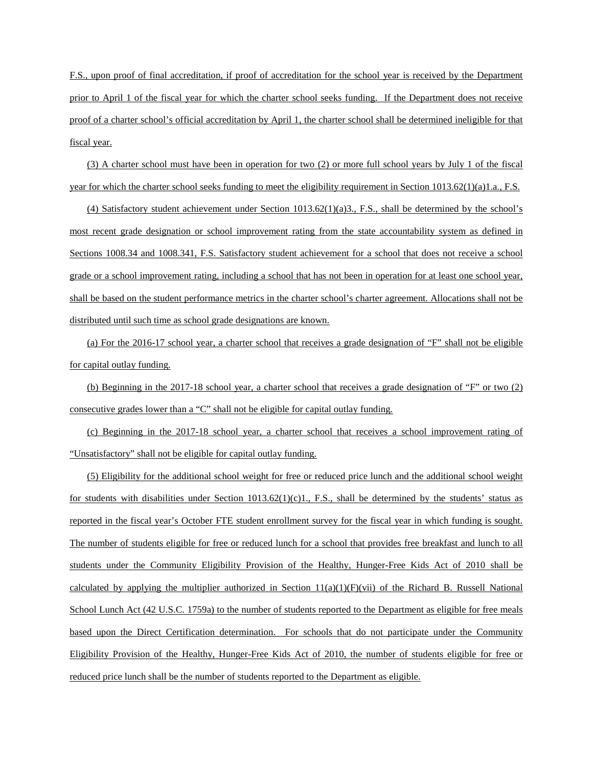F.S., upon proof of final accreditation, if proof of accreditation for the school year is received by the Department prior to April 1 of the fiscal year for which the charter school seeks funding. If the Department does not receive proof of a charter school's official accreditation by April 1, the charter school shall be determined ineligible for that fiscal year.

(3) A charter school must have been in operation for two (2) or more full school years by July 1 of the fiscal year for which the charter school seeks funding to meet the eligibility requirement in Section 1013.62(1)(a)1.a., F.S.

(4) Satisfactory student achievement under Section 1013.62(1)(a)3., F.S., shall be determined by the school's most recent grade designation or school improvement rating from the state accountability system as defined in Sections 1008.34 and 1008.341, F.S. Satisfactory student achievement for a school that does not receive a school grade or a school improvement rating, including a school that has not been in operation for at least one school year, shall be based on the student performance metrics in the charter school's charter agreement. Allocations shall not be distributed until such time as school grade designations are known.

(a) For the 2016-17 school year, a charter school that receives a grade designation of "F" shall not be eligible for capital outlay funding.

(b) Beginning in the 2017-18 school year, a charter school that receives a grade designation of "F" or two (2) consecutive grades lower than a "C" shall not be eligible for capital outlay funding.

(c) Beginning in the 2017-18 school year, a charter school that receives a school improvement rating of "Unsatisfactory" shall not be eligible for capital outlay funding.

(5) Eligibility for the additional school weight for free or reduced price lunch and the additional school weight for students with disabilities under Section 1013.62(1)(c)1., F.S., shall be determined by the students' status as reported in the fiscal year's October FTE student enrollment survey for the fiscal year in which funding is sought. The number of students eligible for free or reduced lunch for a school that provides free breakfast and lunch to all students under the Community Eligibility Provision of the Healthy, Hunger-Free Kids Act of 2010 shall be calculated by applying the multiplier authorized in Section 11(a)(1)(F)(vii) of the Richard B. Russell National School Lunch Act (42 U.S.C. 1759a) to the number of students reported to the Department as eligible for free meals based upon the Direct Certification determination. For schools that do not participate under the Community Eligibility Provision of the Healthy, Hunger-Free Kids Act of 2010, the number of students eligible for free or reduced price lunch shall be the number of students reported to the Department as eligible.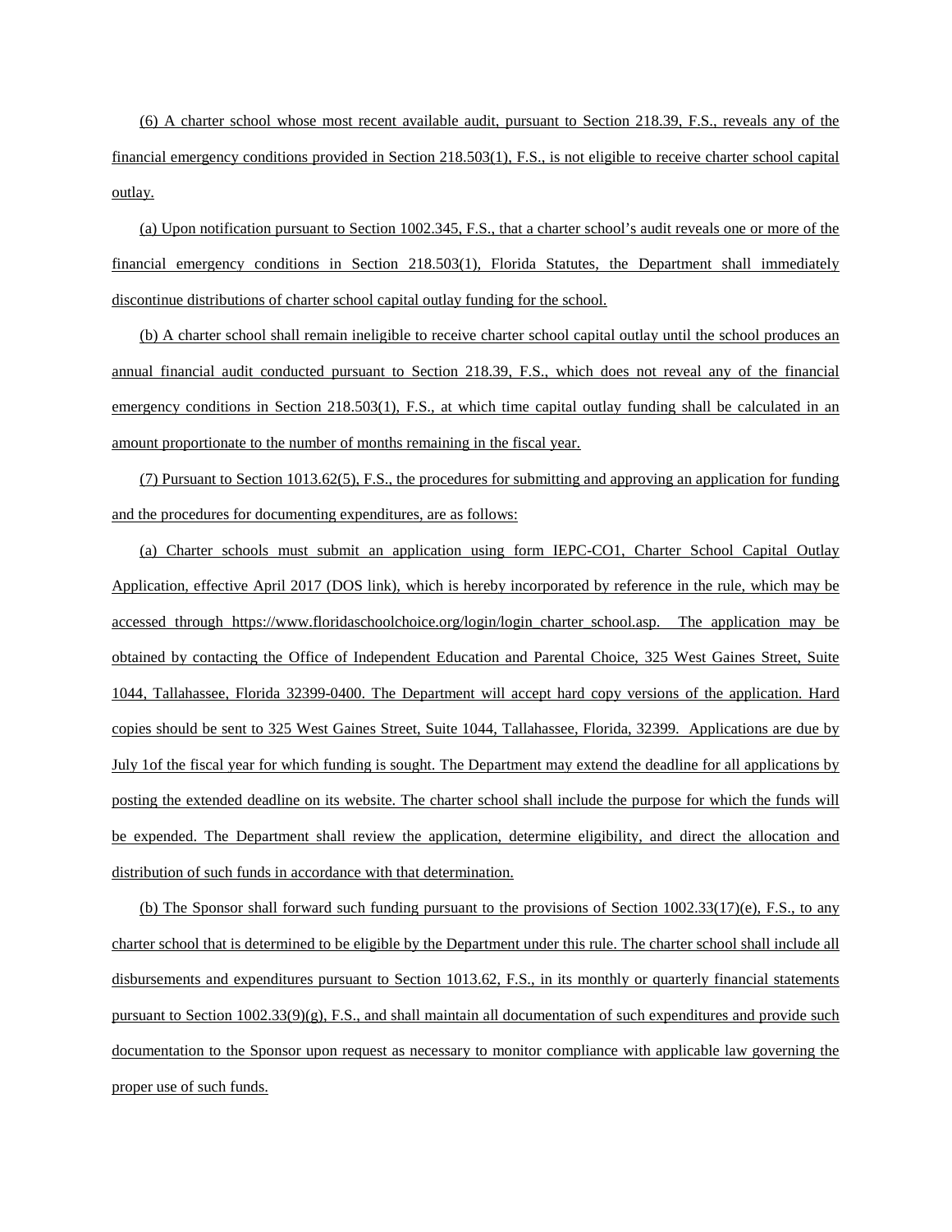(6) A charter school whose most recent available audit, pursuant to Section 218.39, F.S., reveals any of the financial emergency conditions provided in Section 218.503(1), F.S., is not eligible to receive charter school capital outlay.

(a) Upon notification pursuant to Section 1002.345, F.S., that a charter school's audit reveals one or more of the financial emergency conditions in Section 218.503(1), Florida Statutes, the Department shall immediately discontinue distributions of charter school capital outlay funding for the school.

(b) A charter school shall remain ineligible to receive charter school capital outlay until the school produces an annual financial audit conducted pursuant to Section 218.39, F.S., which does not reveal any of the financial emergency conditions in Section 218.503(1), F.S., at which time capital outlay funding shall be calculated in an amount proportionate to the number of months remaining in the fiscal year.

(7) Pursuant to Section 1013.62(5), F.S., the procedures for submitting and approving an application for funding and the procedures for documenting expenditures, are as follows:

(a) Charter schools must submit an application using form IEPC-CO1, Charter School Capital Outlay Application, effective April 2017 (DOS link), which is hereby incorporated by reference in the rule, which may be accessed through https://www.floridaschoolchoice.org/login/login_charter_school.asp. The application may be obtained by contacting the Office of Independent Education and Parental Choice, 325 West Gaines Street, Suite 1044, Tallahassee, Florida 32399-0400. The Department will accept hard copy versions of the application. Hard copies should be sent to 325 West Gaines Street, Suite 1044, Tallahassee, Florida, 32399. Applications are due by July 1of the fiscal year for which funding is sought. The Department may extend the deadline for all applications by posting the extended deadline on its website. The charter school shall include the purpose for which the funds will be expended. The Department shall review the application, determine eligibility, and direct the allocation and distribution of such funds in accordance with that determination.

(b) The Sponsor shall forward such funding pursuant to the provisions of Section 1002.33(17)(e), F.S., to any charter school that is determined to be eligible by the Department under this rule. The charter school shall include all disbursements and expenditures pursuant to Section 1013.62, F.S., in its monthly or quarterly financial statements pursuant to Section 1002.33(9)(g), F.S., and shall maintain all documentation of such expenditures and provide such documentation to the Sponsor upon request as necessary to monitor compliance with applicable law governing the proper use of such funds.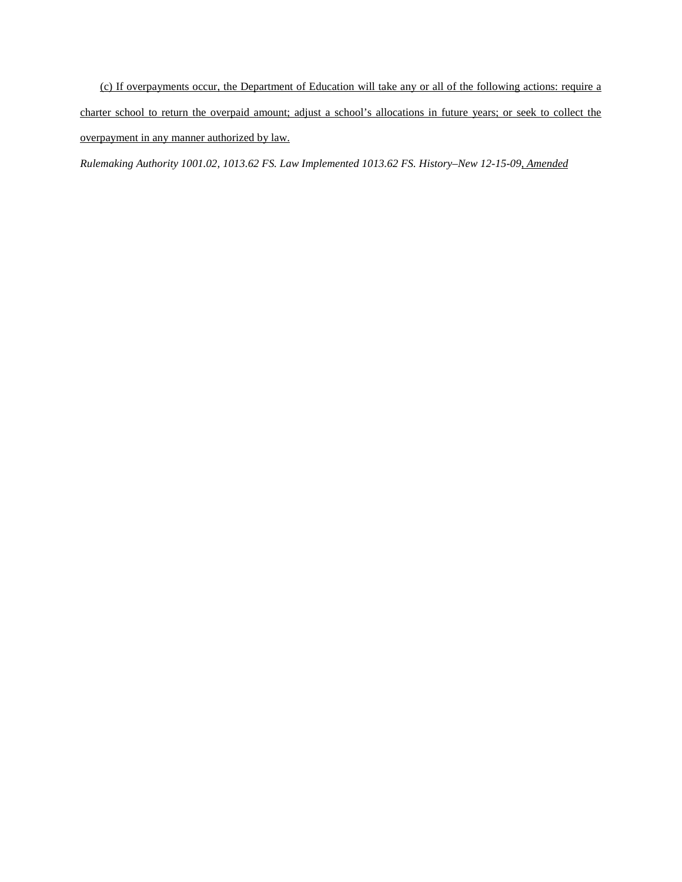(c) If overpayments occur, the Department of Education will take any or all of the following actions: require a charter school to return the overpaid amount; adjust a school's allocations in future years; or seek to collect the overpayment in any manner authorized by law.

*Rulemaking Authority 1001.02, 1013.62 FS. Law Implemented 1013.62 FS. History–New 12-15-09, Amended*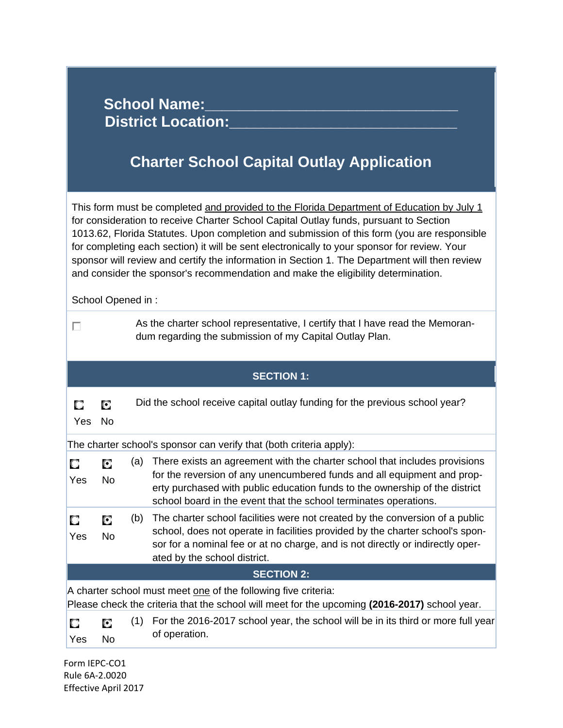**School Name:________________________________**
**District Location:____________________________**

# Charter School Capital Outlay Application

This form must be completed and provided to the Florida Department of Education by July 1 for consideration to receive Charter School Capital Outlay funds, pursuant to Section 1013.62, Florida Statutes. Upon completion and submission of this form (you are responsible for completing each section) it will be sent electronically to your sponsor for review. Your sponsor will review and certify the information in Section 1. The Department will then review and consider the sponsor's recommendation and make the eligibility determination.

School Opened in :

☐ As the charter school representative, I certify that I have read the Memorandum regarding the submission of my Capital Outlay Plan.

## SECTION 1:

| Yes | No | | |
|---|---|---|---|
| ○ | ◉ | | Did the school receive capital outlay funding for the previous school year? |

The charter school's sponsor can verify that (both criteria apply):

| Yes | No | | |
|---|---|---|---|
| ○ | ◉ | (a) | There exists an agreement with the charter school that includes provisions for the reversion of any unencumbered funds and all equipment and property purchased with public education funds to the ownership of the district school board in the event that the school terminates operations. |
| ○ | ◉ | (b) | The charter school facilities were not created by the conversion of a public school, does not operate in facilities provided by the charter school's sponsor for a nominal fee or at no charge, and is not directly or indirectly operated by the school district. |

## SECTION 2:

A charter school must meet one of the following five criteria:
Please check the criteria that the school will meet for the upcoming **(2016-2017)** school year.

| Yes | No | | |
|---|---|---|---|
| ○ | ◉ | (1) | For the 2016-2017 school year, the school will be in its third or more full year of operation. |

Form IEPC-CO1
Rule 6A-2.0020
Effective April 2017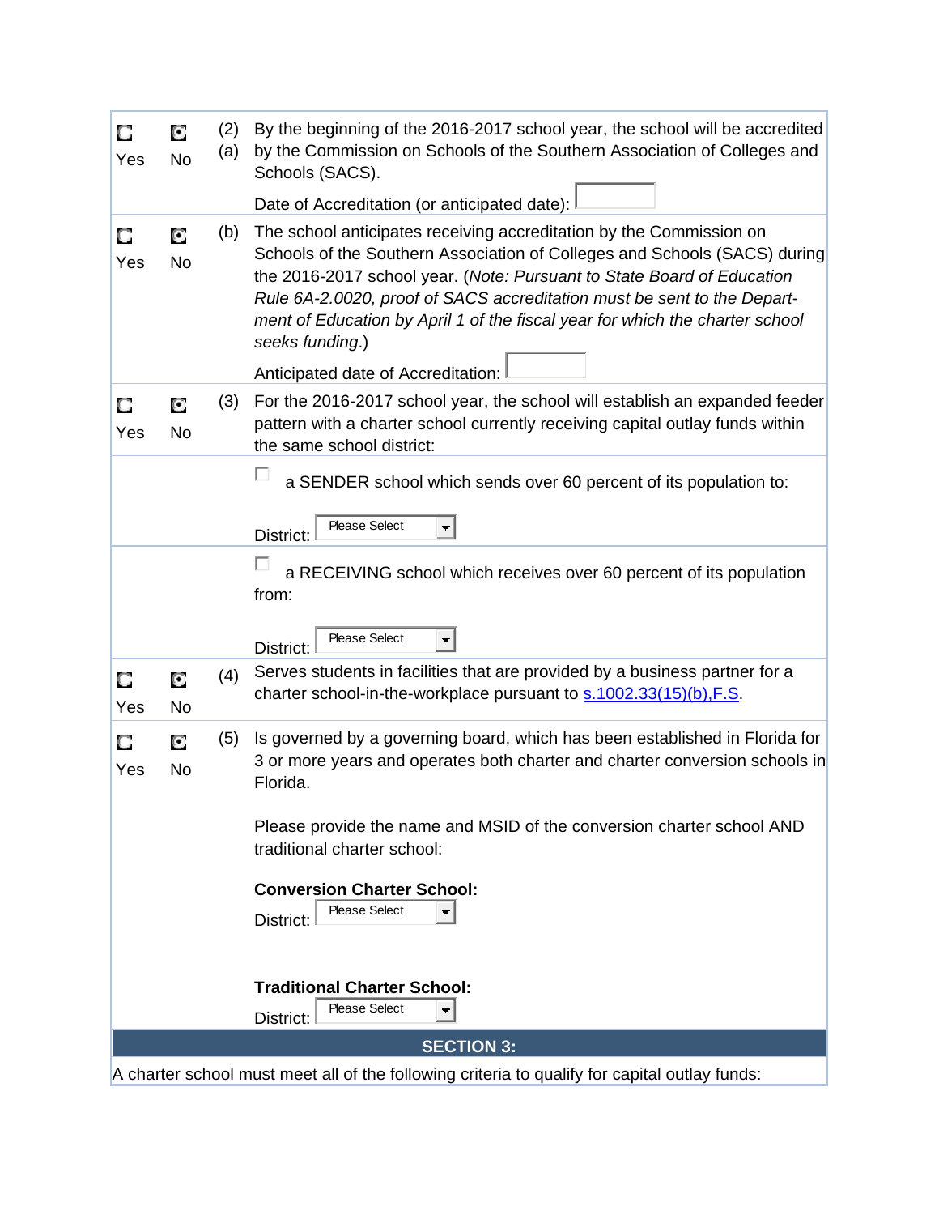| | | | |
|---|---|---|---|
| ○ Yes | ● No | (2) (a) | By the beginning of the 2016-2017 school year, the school will be accredited by the Commission on Schools of the Southern Association of Colleges and Schools (SACS). <br><br> Date of Accreditation (or anticipated date): |
| ○ Yes | ● No | (b) | The school anticipates receiving accreditation by the Commission on Schools of the Southern Association of Colleges and Schools (SACS) during the 2016-2017 school year. (*Note: Pursuant to State Board of Education Rule 6A-2.0020, proof of SACS accreditation must be sent to the Department of Education by April 1 of the fiscal year for which the charter school seeks funding*.) <br><br> Anticipated date of Accreditation: |
| ○ Yes | ● No | (3) | For the 2016-2017 school year, the school will establish an expanded feeder pattern with a charter school currently receiving capital outlay funds within the same school district: |
| | | | ☐ a SENDER school which sends over 60 percent of its population to: <br><br> District: Please Select |
| | | | ☐ a RECEIVING school which receives over 60 percent of its population from: <br><br> District: Please Select |
| ○ Yes | ● No | (4) | Serves students in facilities that are provided by a business partner for a charter school-in-the-workplace pursuant to s.1002.33(15)(b),F.S. |
| ○ Yes | ● No | (5) | Is governed by a governing board, which has been established in Florida for 3 or more years and operates both charter and charter conversion schools in Florida. <br><br> Please provide the name and MSID of the conversion charter school AND traditional charter school: <br><br> **Conversion Charter School:** <br> District: Please Select <br><br> **Traditional Charter School:** <br> District: Please Select |

## SECTION 3:

A charter school must meet all of the following criteria to qualify for capital outlay funds: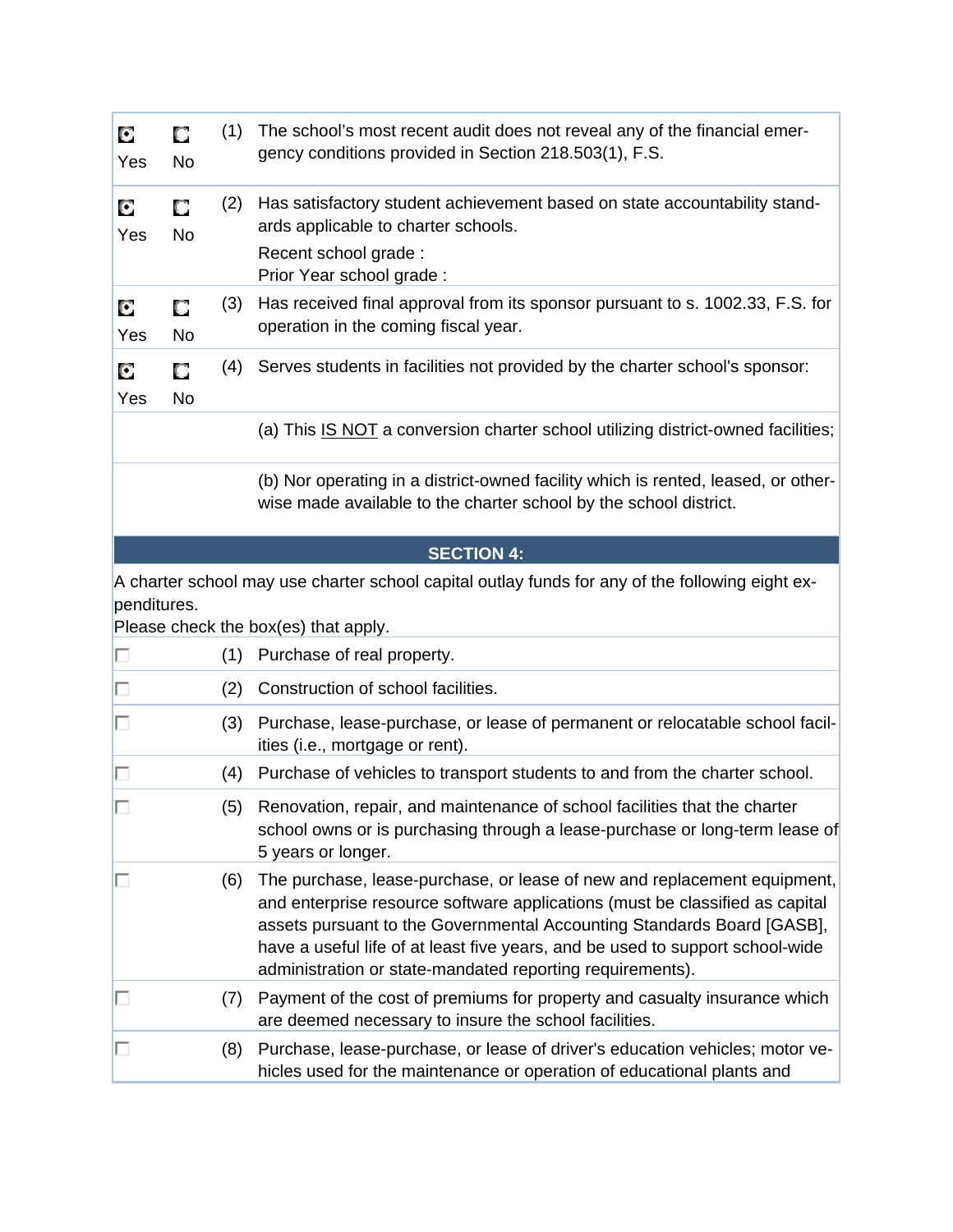| Yes | No | # | Item |
|---|---|---|---|
| ◉ Yes | ○ No | (1) | The school's most recent audit does not reveal any of the financial emergency conditions provided in Section 218.503(1), F.S. |
| ◉ Yes | ○ No | (2) | Has satisfactory student achievement based on state accountability standards applicable to charter schools.<br>Recent school grade :<br>Prior Year school grade : |
| ◉ Yes | ○ No | (3) | Has received final approval from its sponsor pursuant to s. 1002.33, F.S. for operation in the coming fiscal year. |
| ◉ Yes | ○ No | (4) | Serves students in facilities not provided by the charter school's sponsor: |
| | | | (a) This IS NOT a conversion charter school utilizing district-owned facilities; |
| | | | (b) Nor operating in a district-owned facility which is rented, leased, or otherwise made available to the charter school by the school district. |

## SECTION 4:

A charter school may use charter school capital outlay funds for any of the following eight expenditures.
Please check the box(es) that apply.

| Check | # | Expenditure |
|---|---|---|
| ☐ | (1) | Purchase of real property. |
| ☐ | (2) | Construction of school facilities. |
| ☐ | (3) | Purchase, lease-purchase, or lease of permanent or relocatable school facilities (i.e., mortgage or rent). |
| ☐ | (4) | Purchase of vehicles to transport students to and from the charter school. |
| ☐ | (5) | Renovation, repair, and maintenance of school facilities that the charter school owns or is purchasing through a lease-purchase or long-term lease of 5 years or longer. |
| ☐ | (6) | The purchase, lease-purchase, or lease of new and replacement equipment, and enterprise resource software applications (must be classified as capital assets pursuant to the Governmental Accounting Standards Board [GASB], have a useful life of at least five years, and be used to support school-wide administration or state-mandated reporting requirements). |
| ☐ | (7) | Payment of the cost of premiums for property and casualty insurance which are deemed necessary to insure the school facilities. |
| ☐ | (8) | Purchase, lease-purchase, or lease of driver's education vehicles; motor vehicles used for the maintenance or operation of educational plants and |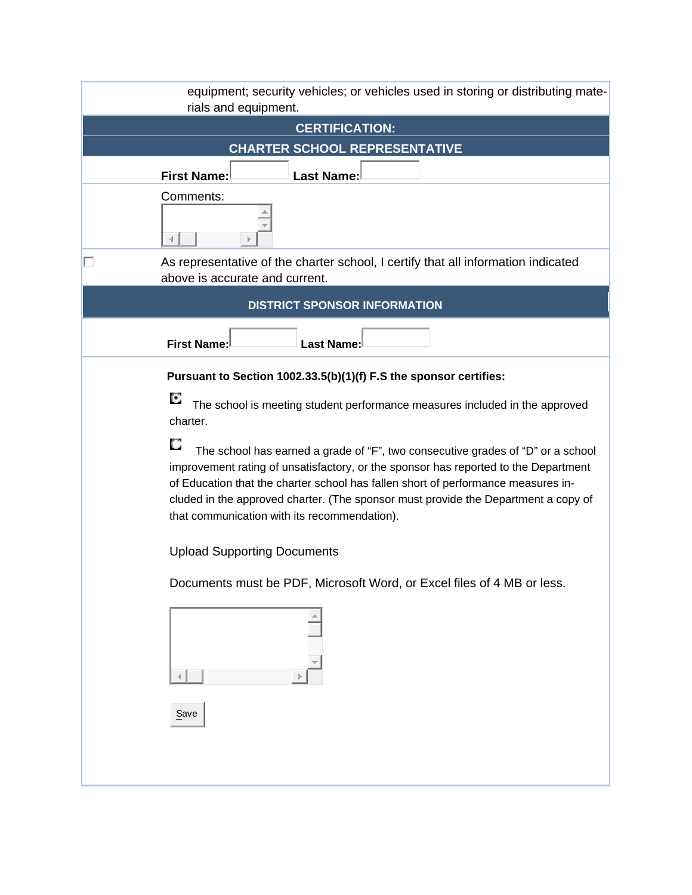equipment; security vehicles; or vehicles used in storing or distributing materials and equipment.

## CERTIFICATION:

## CHARTER SCHOOL REPRESENTATIVE

**First Name:** ____ **Last Name:** ____

Comments:

☐ As representative of the charter school, I certify that all information indicated above is accurate and current.

## DISTRICT SPONSOR INFORMATION

**First Name:** ____ **Last Name:** ____

**Pursuant to Section 1002.33.5(b)(1)(f) F.S the sponsor certifies:**

◉ The school is meeting student performance measures included in the approved charter.

○ The school has earned a grade of "F", two consecutive grades of "D" or a school improvement rating of unsatisfactory, or the sponsor has reported to the Department of Education that the charter school has fallen short of performance measures included in the approved charter. (The sponsor must provide the Department a copy of that communication with its recommendation).

Upload Supporting Documents

Documents must be PDF, Microsoft Word, or Excel files of 4 MB or less.

Save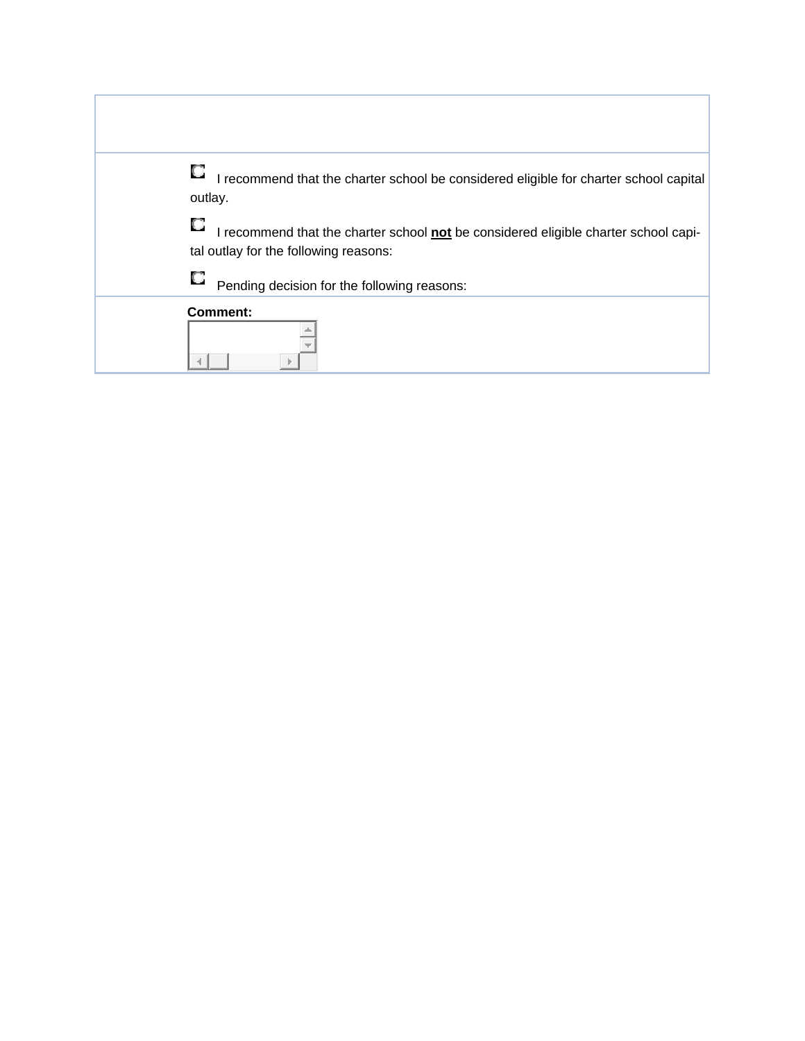I recommend that the charter school be considered eligible for charter school capital outlay.

I recommend that the charter school **not** be considered eligible charter school capital outlay for the following reasons:

Pending decision for the following reasons:

**Comment:**